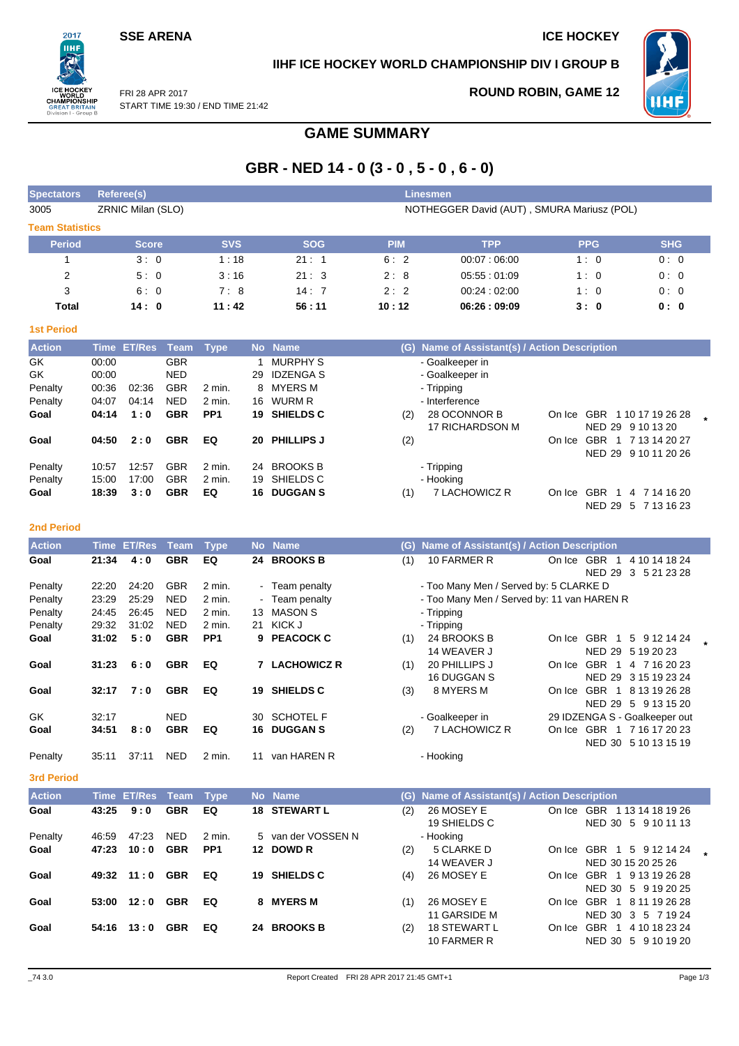SSE ARENA

ICE HOCKEY

## IIHF ICE HOCKEY WORLD CHAMPIONSHIP DIV I GROUP B

FRI 28 APR 2017
START TIME 19:30 / END TIME 21:42

ROUND ROBIN, GAME 12

# GAME SUMMARY

# GBR - NED 14 - 0 (3 - 0 , 5 - 0 , 6 - 0)

| Spectators | Referee(s) | Linesmen |
|---|---|---|
| 3005 | ZRNIC Milan (SLO) | NOTHEGGER David (AUT) , SMURA Mariusz (POL) |

### Team Statistics

| Period | Score | SVS | SOG | PIM | TPP | PPG | SHG |
|---|---|---|---|---|---|---|---|
| 1 | 3 : 0 | 1 : 18 | 21 : 1 | 6 : 2 | 00:07 : 06:00 | 1 : 0 | 0 : 0 |
| 2 | 5 : 0 | 3 : 16 | 21 : 3 | 2 : 8 | 05:55 : 01:09 | 1 : 0 | 0 : 0 |
| 3 | 6 : 0 | 7 : 8 | 14 : 7 | 2 : 2 | 00:24 : 02:00 | 1 : 0 | 0 : 0 |
| **Total** | **14 : 0** | **11 : 42** | **56 : 11** | **10 : 12** | **06:26 : 09:09** | **3 : 0** | **0 : 0** |

### 1st Period

| Action | Time | ET/Res | Team | Type | No | Name | (G) | Name of Assistant(s) / Action Description | | |
|---|---|---|---|---|---|---|---|---|---|---|
| GK | 00:00 | | GBR | | 1 | MURPHY S | | - Goalkeeper in | | |
| GK | 00:00 | | NED | | 29 | IDZENGA S | | - Goalkeeper in | | |
| Penalty | 00:36 | 02:36 | GBR | 2 min. | 8 | MYERS M | | - Tripping | | |
| Penalty | 04:07 | 04:14 | NED | 2 min. | 16 | WURM R | | - Interference | | |
| **Goal** | **04:14** | **1 : 0** | **GBR** | **PP1** | **19** | **SHIELDS C** | (2) | 28 OCONNOR B<br>17 RICHARDSON M | On Ice | GBR 1 10 17 19 26 28<br>NED 29 9 10 13 20 * |
| **Goal** | **04:50** | **2 : 0** | **GBR** | **EQ** | **20** | **PHILLIPS J** | (2) | | On Ice | GBR 1 7 13 14 20 27<br>NED 29 9 10 11 20 26 |
| Penalty | 10:57 | 12:57 | GBR | 2 min. | 24 | BROOKS B | | - Tripping | | |
| Penalty | 15:00 | 17:00 | GBR | 2 min. | 19 | SHIELDS C | | - Hooking | | |
| **Goal** | **18:39** | **3 : 0** | **GBR** | **EQ** | **16** | **DUGGAN S** | (1) | 7 LACHOWICZ R | On Ice | GBR 1 4 7 14 16 20<br>NED 29 5 7 13 16 23 |

### 2nd Period

| Action | Time | ET/Res | Team | Type | No | Name | (G) | Name of Assistant(s) / Action Description | | |
|---|---|---|---|---|---|---|---|---|---|---|
| **Goal** | **21:34** | **4 : 0** | **GBR** | **EQ** | **24** | **BROOKS B** | (1) | 10 FARMER R | On Ice | GBR 1 4 10 14 18 24<br>NED 29 3 5 21 23 28 |
| Penalty | 22:20 | 24:20 | GBR | 2 min. | - | Team penalty | | - Too Many Men / Served by: 5 CLARKE D | | |
| Penalty | 23:29 | 25:29 | NED | 2 min. | - | Team penalty | | - Too Many Men / Served by: 11 van HAREN R | | |
| Penalty | 24:45 | 26:45 | NED | 2 min. | 13 | MASON S | | - Tripping | | |
| Penalty | 29:32 | 31:02 | NED | 2 min. | 21 | KICK J | | - Tripping | | |
| **Goal** | **31:02** | **5 : 0** | **GBR** | **PP1** | **9** | **PEACOCK C** | (1) | 24 BROOKS B<br>14 WEAVER J | On Ice | GBR 1 5 9 12 14 24<br>NED 29 5 19 20 23 * |
| **Goal** | **31:23** | **6 : 0** | **GBR** | **EQ** | **7** | **LACHOWICZ R** | (1) | 20 PHILLIPS J<br>16 DUGGAN S | On Ice | GBR 1 4 7 16 20 23<br>NED 29 3 15 19 23 24 |
| **Goal** | **32:17** | **7 : 0** | **GBR** | **EQ** | **19** | **SHIELDS C** | (3) | 8 MYERS M | On Ice | GBR 1 8 13 19 26 28<br>NED 29 5 9 13 15 20 |
| GK | 32:17 | | NED | | 30 | SCHOTEL F | | - Goalkeeper in | | 29 IDZENGA S - Goalkeeper out |
| **Goal** | **34:51** | **8 : 0** | **GBR** | **EQ** | **16** | **DUGGAN S** | (2) | 7 LACHOWICZ R | On Ice | GBR 1 7 16 17 20 23<br>NED 30 5 10 13 15 19 |
| Penalty | 35:11 | 37:11 | NED | 2 min. | 11 | van HAREN R | | - Hooking | | |

### 3rd Period

| Action | Time | ET/Res | Team | Type | No | Name | (G) | Name of Assistant(s) / Action Description | | |
|---|---|---|---|---|---|---|---|---|---|---|
| **Goal** | **43:25** | **9 : 0** | **GBR** | **EQ** | **18** | **STEWART L** | (2) | 26 MOSEY E<br>19 SHIELDS C | On Ice | GBR 1 13 14 18 19 26<br>NED 30 5 9 10 11 13 |
| Penalty | 46:59 | 47:23 | NED | 2 min. | 5 | van der VOSSEN N | | - Hooking | | |
| **Goal** | **47:23** | **10 : 0** | **GBR** | **PP1** | **12** | **DOWD R** | (2) | 5 CLARKE D<br>14 WEAVER J | On Ice | GBR 1 5 9 12 14 24<br>NED 30 15 20 25 26 * |
| **Goal** | **49:32** | **11 : 0** | **GBR** | **EQ** | **19** | **SHIELDS C** | (4) | 26 MOSEY E | On Ice | GBR 1 9 13 19 26 28<br>NED 30 5 9 19 20 25 |
| **Goal** | **53:00** | **12 : 0** | **GBR** | **EQ** | **8** | **MYERS M** | (1) | 26 MOSEY E<br>11 GARSIDE M | On Ice | GBR 1 8 11 19 26 28<br>NED 30 3 5 7 19 24 |
| **Goal** | **54:16** | **13 : 0** | **GBR** | **EQ** | **24** | **BROOKS B** | (2) | 18 STEWART L<br>10 FARMER R | On Ice | GBR 1 4 10 18 23 24<br>NED 30 5 9 10 19 20 |

_74 3.0 Report Created FRI 28 APR 2017 21:45 GMT+1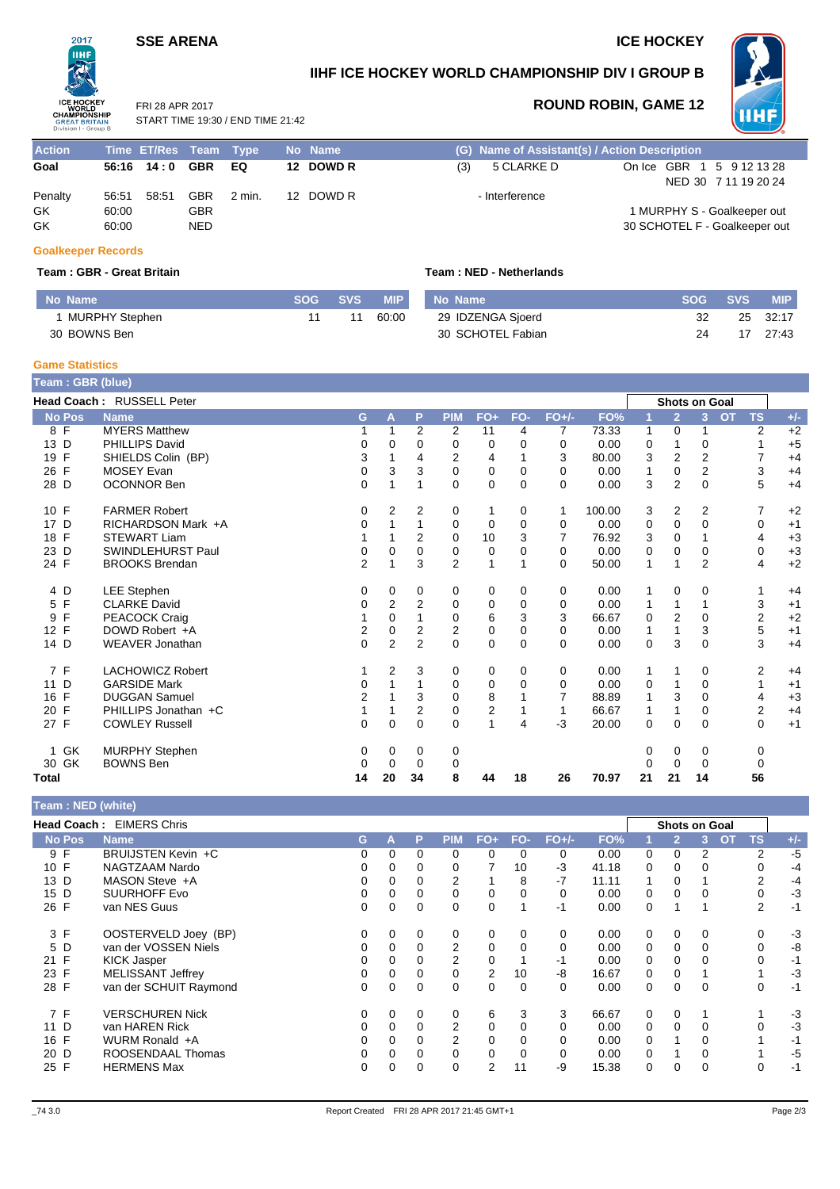SSE ARENA | ICE HOCKEY

# IIHF ICE HOCKEY WORLD CHAMPIONSHIP DIV I GROUP B

FRI 28 APR 2017
START TIME 19:30 / END TIME 21:42

## ROUND ROBIN, GAME 12

| Action | Time | ET/Res | Team | Type | No | Name | (G) | Name of Assistant(s) / Action Description | |
|---|---|---|---|---|---|---|---|---|---|
| **Goal** | **56:16** | **14 : 0** | **GBR** | **EQ** | **12** | **DOWD R** | (3) | 5 CLARKE D | On Ice GBR 1 5 9 12 13 28 NED 30 7 11 19 20 24 |
| Penalty | 56:51 | 58:51 | GBR | 2 min. | 12 | DOWD R | | - Interference | |
| GK | 60:00 | | GBR | | | | | | 1 MURPHY S - Goalkeeper out |
| GK | 60:00 | | NED | | | | | | 30 SCHOTEL F - Goalkeeper out |

### Goalkeeper Records

**Team : GBR - Great Britain**

| No | Name | SOG | SVS | MIP |
|---|---|---|---|---|
| 1 | MURPHY Stephen | 11 | 11 | 60:00 |
| 30 | BOWNS Ben | | | |

**Team : NED - Netherlands**

| No | Name | SOG | SVS | MIP |
|---|---|---|---|---|
| 29 | IDZENGA Sjoerd | 32 | 25 | 32:17 |
| 30 | SCHOTEL Fabian | 24 | 17 | 27:43 |

### Game Statistics

**Team : GBR (blue)**

Head Coach : RUSSELL Peter

| No | Pos | Name | G | A | P | PIM | FO+ | FO- | FO+/- | FO% | 1 | 2 | 3 | OT | TS | +/- |
|---|---|---|---|---|---|---|---|---|---|---|---|---|---|---|---|---|
| 8 | F | MYERS Matthew | 1 | 1 | 2 | 2 | 11 | 4 | 7 | 73.33 | 1 | 0 | 1 | | 2 | +2 |
| 13 | D | PHILLIPS David | 0 | 0 | 0 | 0 | 0 | 0 | 0 | 0.00 | 0 | 1 | 0 | | 1 | +5 |
| 19 | F | SHIELDS Colin (BP) | 3 | 1 | 4 | 2 | 4 | 1 | 3 | 80.00 | 3 | 2 | 2 | | 7 | +4 |
| 26 | F | MOSEY Evan | 0 | 3 | 3 | 0 | 0 | 0 | 0 | 0.00 | 1 | 0 | 2 | | 3 | +4 |
| 28 | D | OCONNOR Ben | 0 | 1 | 1 | 0 | 0 | 0 | 0 | 0.00 | 3 | 2 | 0 | | 5 | +4 |
| 10 | F | FARMER Robert | 0 | 2 | 2 | 0 | 1 | 0 | 1 | 100.00 | 3 | 2 | 2 | | 7 | +2 |
| 17 | D | RICHARDSON Mark +A | 0 | 1 | 1 | 0 | 0 | 0 | 0 | 0.00 | 0 | 0 | 0 | | 0 | +1 |
| 18 | F | STEWART Liam | 1 | 1 | 2 | 0 | 10 | 3 | 7 | 76.92 | 3 | 0 | 1 | | 4 | +3 |
| 23 | D | SWINDLEHURST Paul | 0 | 0 | 0 | 0 | 0 | 0 | 0 | 0.00 | 0 | 0 | 0 | | 0 | +3 |
| 24 | F | BROOKS Brendan | 2 | 1 | 3 | 2 | 1 | 1 | 0 | 50.00 | 1 | 1 | 2 | | 4 | +2 |
| 4 | D | LEE Stephen | 0 | 0 | 0 | 0 | 0 | 0 | 0 | 0.00 | 1 | 0 | 0 | | 1 | +4 |
| 5 | F | CLARKE David | 0 | 2 | 2 | 0 | 0 | 0 | 0 | 0.00 | 1 | 1 | 1 | | 3 | +1 |
| 9 | F | PEACOCK Craig | 1 | 0 | 1 | 0 | 6 | 3 | 3 | 66.67 | 0 | 2 | 0 | | 2 | +2 |
| 12 | F | DOWD Robert +A | 2 | 0 | 2 | 2 | 0 | 0 | 0 | 0.00 | 1 | 1 | 3 | | 5 | +1 |
| 14 | D | WEAVER Jonathan | 0 | 2 | 2 | 0 | 0 | 0 | 0 | 0.00 | 0 | 3 | 0 | | 3 | +4 |
| 7 | F | LACHOWICZ Robert | 1 | 2 | 3 | 0 | 0 | 0 | 0 | 0.00 | 1 | 1 | 0 | | 2 | +4 |
| 11 | D | GARSIDE Mark | 0 | 1 | 1 | 0 | 0 | 0 | 0 | 0.00 | 0 | 1 | 0 | | 1 | +1 |
| 16 | F | DUGGAN Samuel | 2 | 1 | 3 | 0 | 8 | 1 | 7 | 88.89 | 1 | 3 | 0 | | 4 | +3 |
| 20 | F | PHILLIPS Jonathan +C | 1 | 1 | 2 | 0 | 2 | 1 | 1 | 66.67 | 1 | 1 | 0 | | 2 | +4 |
| 27 | F | COWLEY Russell | 0 | 0 | 0 | 0 | 1 | 4 | -3 | 20.00 | 0 | 0 | 0 | | 0 | +1 |
| 1 | GK | MURPHY Stephen | 0 | 0 | 0 | 0 | | | | | 0 | 0 | 0 | | 0 | |
| 30 | GK | BOWNS Ben | 0 | 0 | 0 | 0 | | | | | 0 | 0 | 0 | | 0 | |
| **Total** | | | **14** | **20** | **34** | **8** | **44** | **18** | **26** | **70.97** | **21** | **21** | **14** | | **56** | |

**Team : NED (white)**

Head Coach : EIMERS Chris

| No | Pos | Name | G | A | P | PIM | FO+ | FO- | FO+/- | FO% | 1 | 2 | 3 | OT | TS | +/- |
|---|---|---|---|---|---|---|---|---|---|---|---|---|---|---|---|---|
| 9 | F | BRUIJSTEN Kevin +C | 0 | 0 | 0 | 0 | 0 | 0 | 0 | 0.00 | 0 | 0 | 2 | | 2 | -5 |
| 10 | F | NAGTZAAM Nardo | 0 | 0 | 0 | 0 | 7 | 10 | -3 | 41.18 | 0 | 0 | 0 | | 0 | -4 |
| 13 | D | MASON Steve +A | 0 | 0 | 0 | 2 | 1 | 8 | -7 | 11.11 | 1 | 0 | 1 | | 2 | -4 |
| 15 | D | SUURHOFF Evo | 0 | 0 | 0 | 0 | 0 | 0 | 0 | 0.00 | 0 | 0 | 0 | | 0 | -3 |
| 26 | F | van NES Guus | 0 | 0 | 0 | 0 | 0 | 1 | -1 | 0.00 | 0 | 1 | 1 | | 2 | -1 |
| 3 | F | OOSTERVELD Joey (BP) | 0 | 0 | 0 | 0 | 0 | 0 | 0 | 0.00 | 0 | 0 | 0 | | 0 | -3 |
| 5 | D | van der VOSSEN Niels | 0 | 0 | 0 | 2 | 0 | 0 | 0 | 0.00 | 0 | 0 | 0 | | 0 | -8 |
| 21 | F | KICK Jasper | 0 | 0 | 0 | 2 | 0 | 1 | -1 | 0.00 | 0 | 0 | 0 | | 0 | -1 |
| 23 | F | MELISSANT Jeffrey | 0 | 0 | 0 | 0 | 2 | 10 | -8 | 16.67 | 0 | 0 | 1 | | 1 | -3 |
| 28 | F | van der SCHUIT Raymond | 0 | 0 | 0 | 0 | 0 | 0 | 0 | 0.00 | 0 | 0 | 0 | | 0 | -1 |
| 7 | F | VERSCHUREN Nick | 0 | 0 | 0 | 0 | 6 | 3 | 3 | 66.67 | 0 | 0 | 1 | | 1 | -3 |
| 11 | D | van HAREN Rick | 0 | 0 | 0 | 2 | 0 | 0 | 0 | 0.00 | 0 | 0 | 0 | | 0 | -3 |
| 16 | F | WURM Ronald +A | 0 | 0 | 0 | 2 | 0 | 0 | 0 | 0.00 | 0 | 1 | 0 | | 1 | -1 |
| 20 | D | ROOSENDAAL Thomas | 0 | 0 | 0 | 0 | 0 | 0 | 0 | 0.00 | 0 | 1 | 0 | | 1 | -5 |
| 25 | F | HERMENS Max | 0 | 0 | 0 | 0 | 2 | 11 | -9 | 15.38 | 0 | 0 | 0 | | 0 | -1 |

_74 3.0 Report Created FRI 28 APR 2017 21:45 GMT+1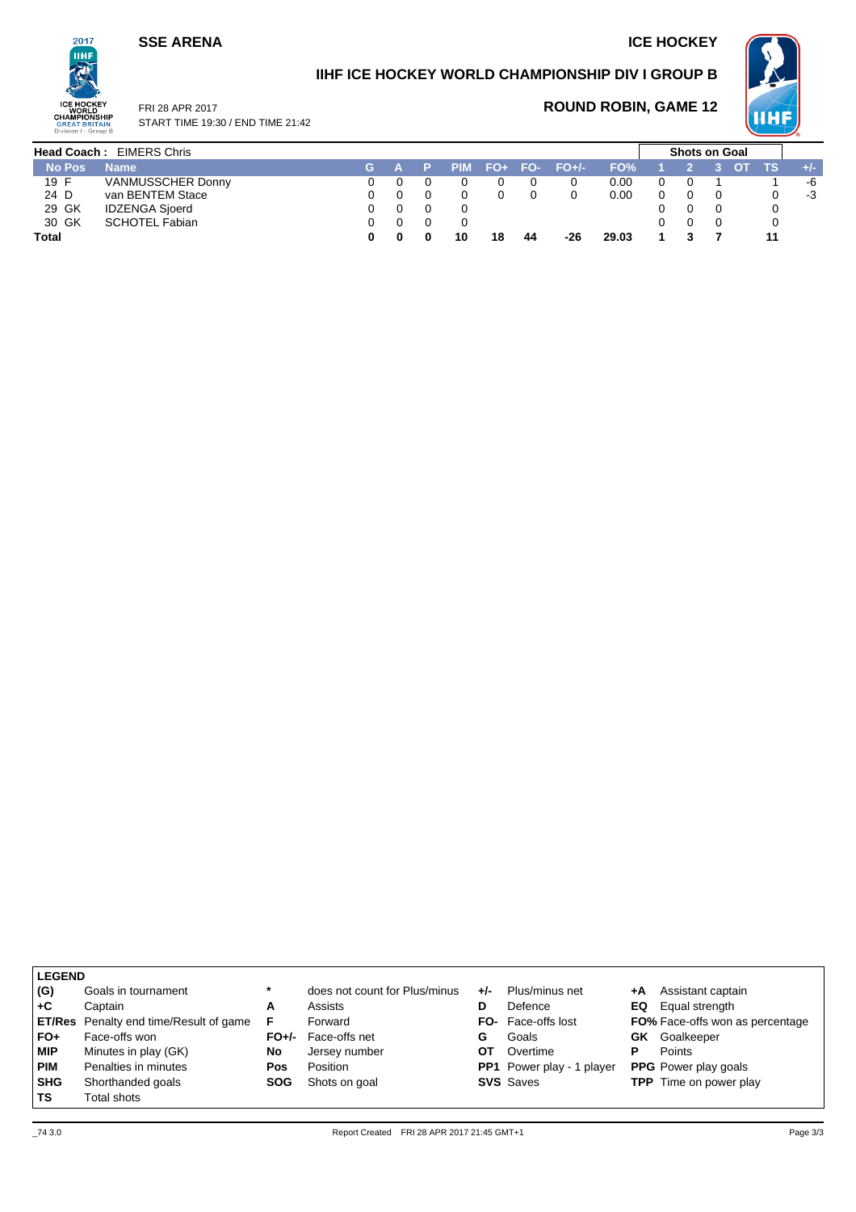**SSE ARENA**

**ICE HOCKEY**

## IIHF ICE HOCKEY WORLD CHAMPIONSHIP DIV I GROUP B

FRI 28 APR 2017
START TIME 19:30 / END TIME 21:42

**ROUND ROBIN, GAME 12**

**Head Coach :** EIMERS Chris

| No | Pos | Name | G | A | P | PIM | FO+ | FO- | FO+/- | FO% | Shots on Goal 1 | 2 | 3 | OT | TS | +/- |
|---|---|---|---|---|---|---|---|---|---|---|---|---|---|---|---|---|
| 19 | F | VANMUSSCHER Donny | 0 | 0 | 0 | 0 | 0 | 0 | 0 | 0.00 | 0 | 0 | 1 | | 1 | -6 |
| 24 | D | van BENTEM Stace | 0 | 0 | 0 | 0 | 0 | 0 | 0 | 0.00 | 0 | 0 | 0 | | 0 | -3 |
| 29 | GK | IDZENGA Sjoerd | 0 | 0 | 0 | 0 | | | | | 0 | 0 | 0 | | 0 | |
| 30 | GK | SCHOTEL Fabian | 0 | 0 | 0 | 0 | | | | | 0 | 0 | 0 | | 0 | |
| **Total** | | | **0** | **0** | **0** | **10** | **18** | **44** | **-26** | **29.03** | **1** | **3** | **7** | | **11** | |

**LEGEND**

| | | | | | | | |
|---|---|---|---|---|---|---|---|
| (G) | Goals in tournament | * | does not count for Plus/minus | +/- | Plus/minus net | +A | Assistant captain |
| +C | Captain | A | Assists | D | Defence | EQ | Equal strength |
| ET/Res | Penalty end time/Result of game | F | Forward | FO- | Face-offs lost | FO% | Face-offs won as percentage |
| FO+ | Face-offs won | FO+/- | Face-offs net | G | Goals | GK | Goalkeeper |
| MIP | Minutes in play (GK) | No | Jersey number | OT | Overtime | P | Points |
| PIM | Penalties in minutes | Pos | Position | PP1 | Power play - 1 player | PPG | Power play goals |
| SHG | Shorthanded goals | SOG | Shots on goal | SVS | Saves | TPP | Time on power play |
| TS | Total shots | | | | | | |

_74 3.0 Report Created FRI 28 APR 2017 21:45 GMT+1